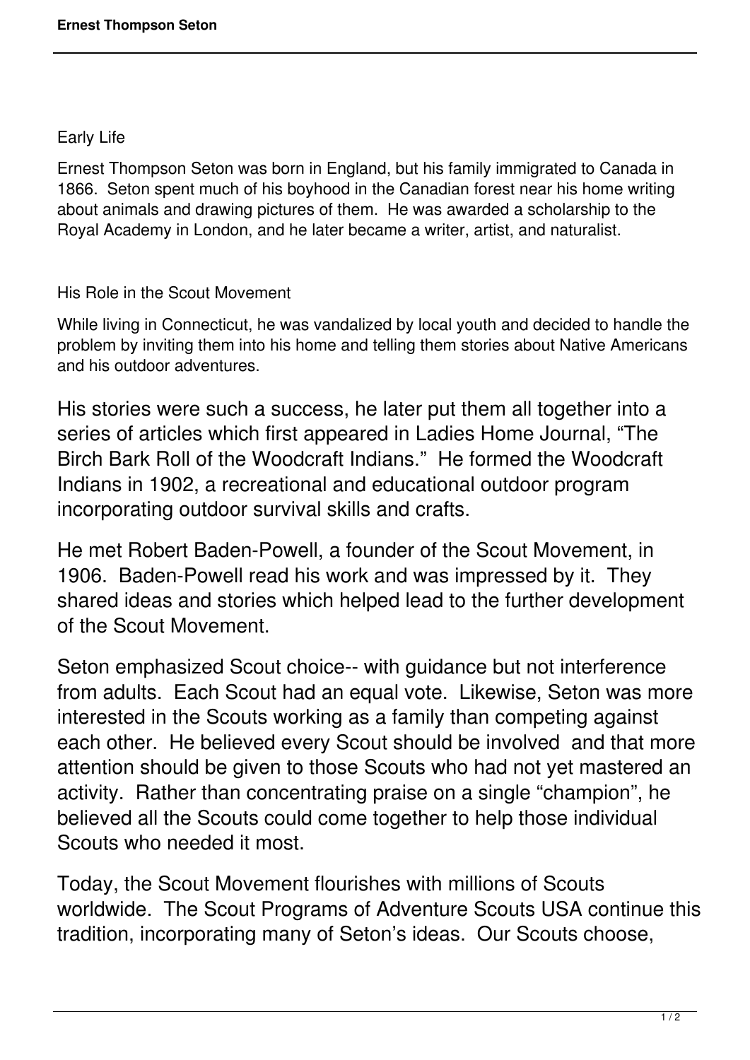## Early Life

Ernest Thompson Seton was born in England, but his family immigrated to Canada in 1866. Seton spent much of his boyhood in the Canadian forest near his home writing about animals and drawing pictures of them. He was awarded a scholarship to the Royal Academy in London, and he later became a writer, artist, and naturalist.

## His Role in the Scout Movement

While living in Connecticut, he was vandalized by local youth and decided to handle the problem by inviting them into his home and telling them stories about Native Americans and his outdoor adventures.

His stories were such a success, he later put them all together into a series of articles which first appeared in Ladies Home Journal, "The Birch Bark Roll of the Woodcraft Indians." He formed the Woodcraft Indians in 1902, a recreational and educational outdoor program incorporating outdoor survival skills and crafts.

He met Robert Baden-Powell, a founder of the Scout Movement, in 1906. Baden-Powell read his work and was impressed by it. They shared ideas and stories which helped lead to the further development of the Scout Movement.

Seton emphasized Scout choice-- with guidance but not interference from adults. Each Scout had an equal vote. Likewise, Seton was more interested in the Scouts working as a family than competing against each other. He believed every Scout should be involved and that more attention should be given to those Scouts who had not yet mastered an activity. Rather than concentrating praise on a single "champion", he believed all the Scouts could come together to help those individual Scouts who needed it most.

Today, the Scout Movement flourishes with millions of Scouts worldwide. The Scout Programs of Adventure Scouts USA continue this tradition, incorporating many of Seton's ideas. Our Scouts choose,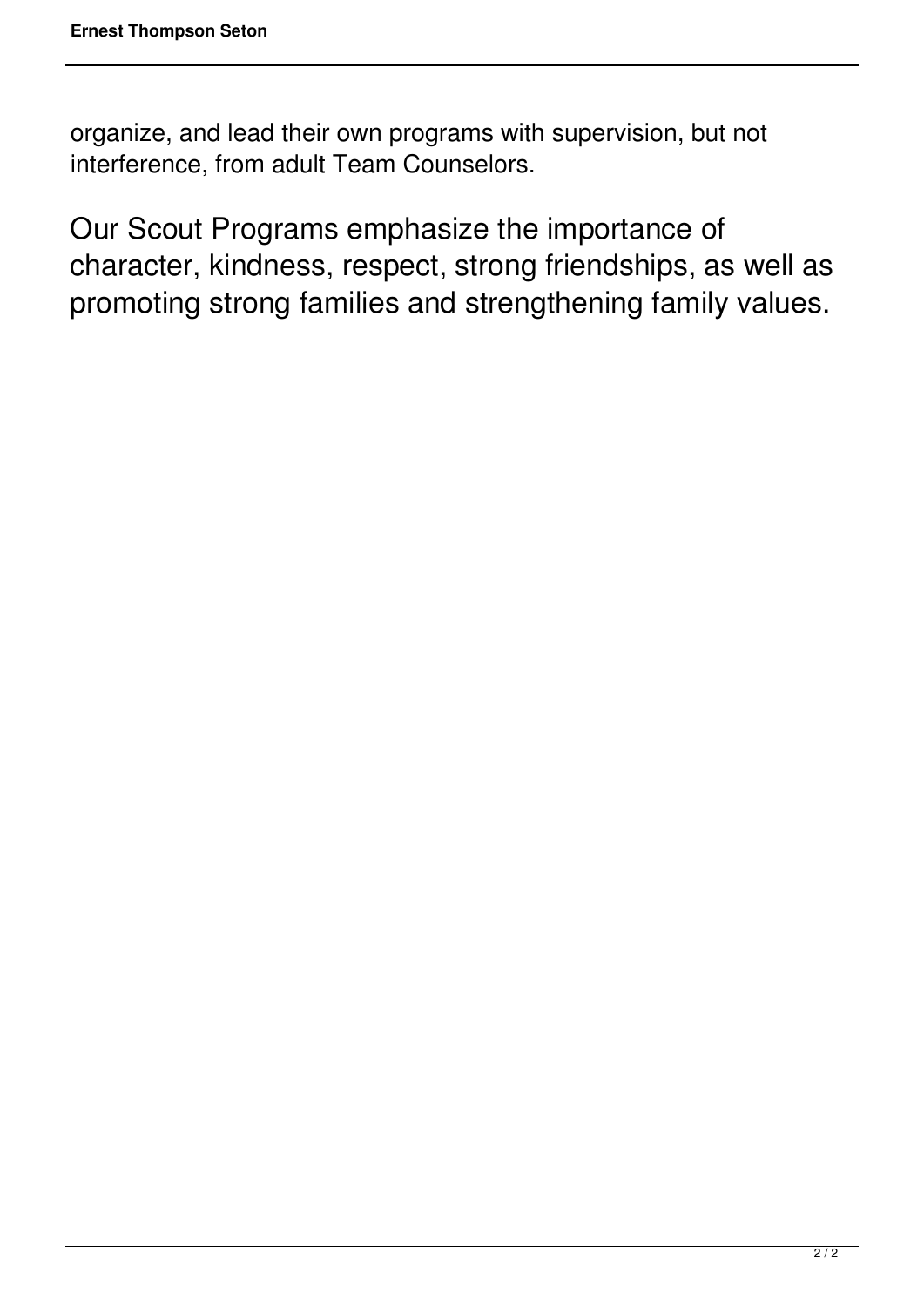organize, and lead their own programs with supervision, but not interference, from adult Team Counselors.

Our Scout Programs emphasize the importance of character, kindness, respect, strong friendships, as well as promoting strong families and strengthening family values.